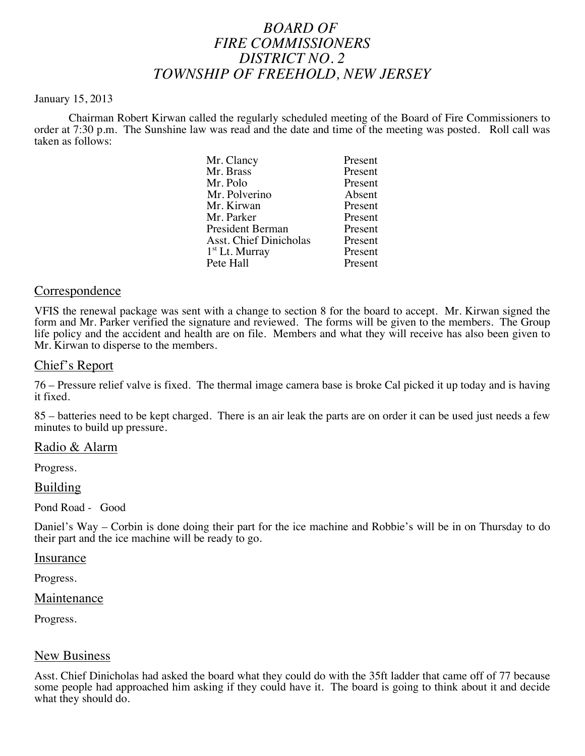# *BOARD OF FIRE COMMISSIONERS DISTRICT NO. 2 TOWNSHIP OF FREEHOLD, NEW JERSEY*

January 15, 2013

Chairman Robert Kirwan called the regularly scheduled meeting of the Board of Fire Commissioners to order at 7:30 p.m. The Sunshine law was read and the date and time of the meeting was posted. Roll call was taken as follows:

| | |
|---|---|
| Mr. Clancy | Present |
| Mr. Brass | Present |
| Mr. Polo | Present |
| Mr. Polverino | Absent |
| Mr. Kirwan | Present |
| Mr. Parker | Present |
| President Berman | Present |
| Asst. Chief Dinicholas | Present |
| 1st Lt. Murray | Present |
| Pete Hall | Present |

## Correspondence

VFIS the renewal package was sent with a change to section 8 for the board to accept. Mr. Kirwan signed the form and Mr. Parker verified the signature and reviewed. The forms will be given to the members. The Group life policy and the accident and health are on file. Members and what they will receive has also been given to Mr. Kirwan to disperse to the members.

## Chief's Report

76 – Pressure relief valve is fixed. The thermal image camera base is broke Cal picked it up today and is having it fixed.

85 – batteries need to be kept charged. There is an air leak the parts are on order it can be used just needs a few minutes to build up pressure.

## Radio & Alarm

Progress.

## Building

Pond Road - Good

Daniel's Way – Corbin is done doing their part for the ice machine and Robbie's will be in on Thursday to do their part and the ice machine will be ready to go.

## Insurance

Progress.

## Maintenance

Progress.

## New Business

Asst. Chief Dinicholas had asked the board what they could do with the 35ft ladder that came off of 77 because some people had approached him asking if they could have it. The board is going to think about it and decide what they should do.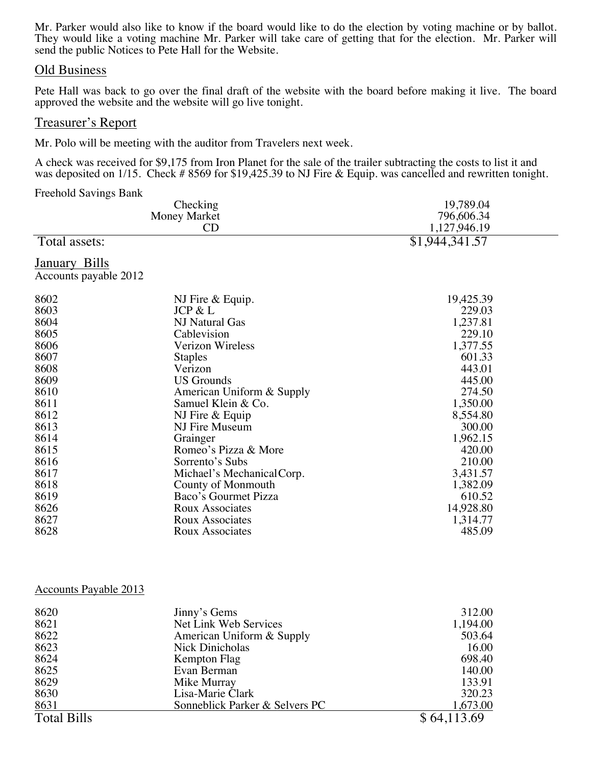Mr. Parker would also like to know if the board would like to do the election by voting machine or by ballot. They would like a voting machine Mr. Parker will take care of getting that for the election. Mr. Parker will send the public Notices to Pete Hall for the Website.

## Old Business

Pete Hall was back to go over the final draft of the website with the board before making it live. The board approved the website and the website will go live tonight.

## Treasurer's Report

Mr. Polo will be meeting with the auditor from Travelers next week.

A check was received for $9,175 from Iron Planet for the sale of the trailer subtracting the costs to list it and was deposited on 1/15. Check # 8569 for $19,425.39 to NJ Fire & Equip. was cancelled and rewritten tonight.

Freehold Savings Bank

| | | |
|---|---|---|
| | Checking | 19,789.04 |
| | Money Market | 796,606.34 |
| | CD | 1,127,946.19 |
| Total assets: | | $1,944,341.57 |

## January Bills

Accounts payable 2012

| | | |
|---|---|---|
| 8602 | NJ Fire & Equip. | 19,425.39 |
| 8603 | JCP & L | 229.03 |
| 8604 | NJ Natural Gas | 1,237.81 |
| 8605 | Cablevision | 229.10 |
| 8606 | Verizon Wireless | 1,377.55 |
| 8607 | Staples | 601.33 |
| 8608 | Verizon | 443.01 |
| 8609 | US Grounds | 445.00 |
| 8610 | American Uniform & Supply | 274.50 |
| 8611 | Samuel Klein & Co. | 1,350.00 |
| 8612 | NJ Fire & Equip | 8,554.80 |
| 8613 | NJ Fire Museum | 300.00 |
| 8614 | Grainger | 1,962.15 |
| 8615 | Romeo's Pizza & More | 420.00 |
| 8616 | Sorrento's Subs | 210.00 |
| 8617 | Michael's Mechanical Corp. | 3,431.57 |
| 8618 | County of Monmouth | 1,382.09 |
| 8619 | Baco's Gourmet Pizza | 610.52 |
| 8626 | Roux Associates | 14,928.80 |
| 8627 | Roux Associates | 1,314.77 |
| 8628 | Roux Associates | 485.09 |

Accounts Payable 2013

| | | |
|---|---|---|
| 8620 | Jinny's Gems | 312.00 |
| 8621 | Net Link Web Services | 1,194.00 |
| 8622 | American Uniform & Supply | 503.64 |
| 8623 | Nick Dinicholas | 16.00 |
| 8624 | Kempton Flag | 698.40 |
| 8625 | Evan Berman | 140.00 |
| 8629 | Mike Murray | 133.91 |
| 8630 | Lisa-Marie Clark | 320.23 |
| 8631 | Sonneblick Parker & Selvers PC | 1,673.00 |
| Total Bills | | $ 64,113.69 |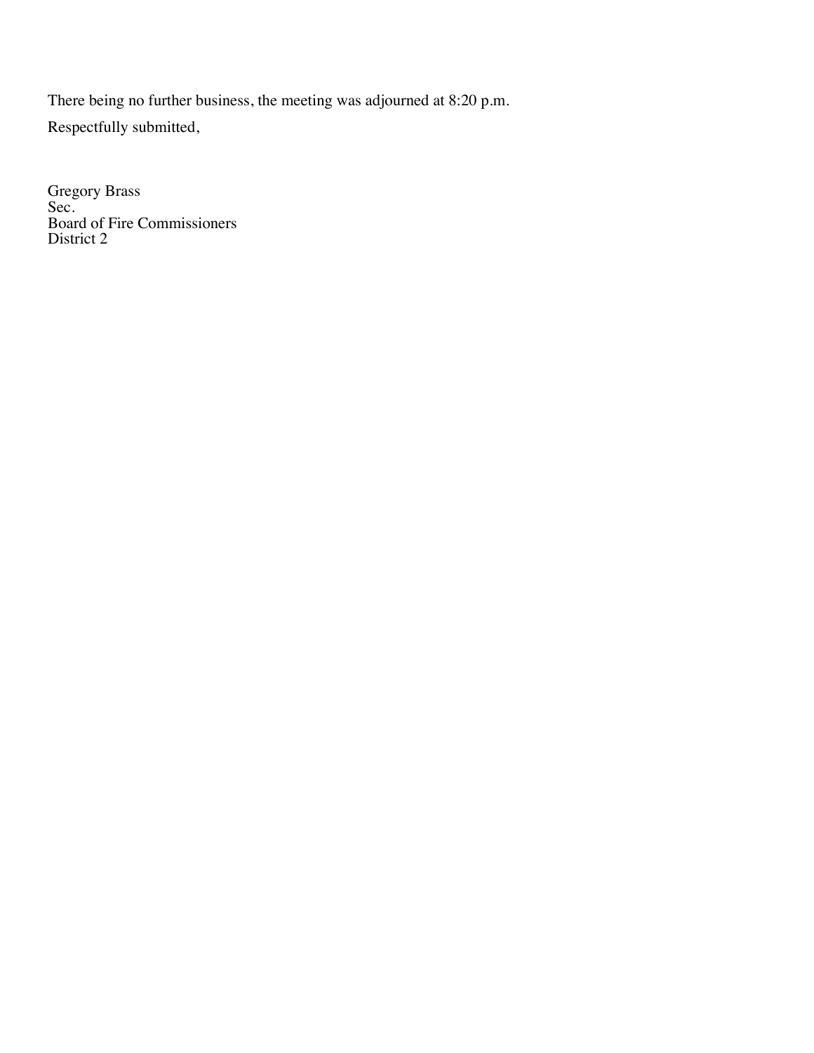There being no further business, the meeting was adjourned at 8:20 p.m.

Respectfully submitted,

Gregory Brass  
Sec.  
Board of Fire Commissioners  
District 2